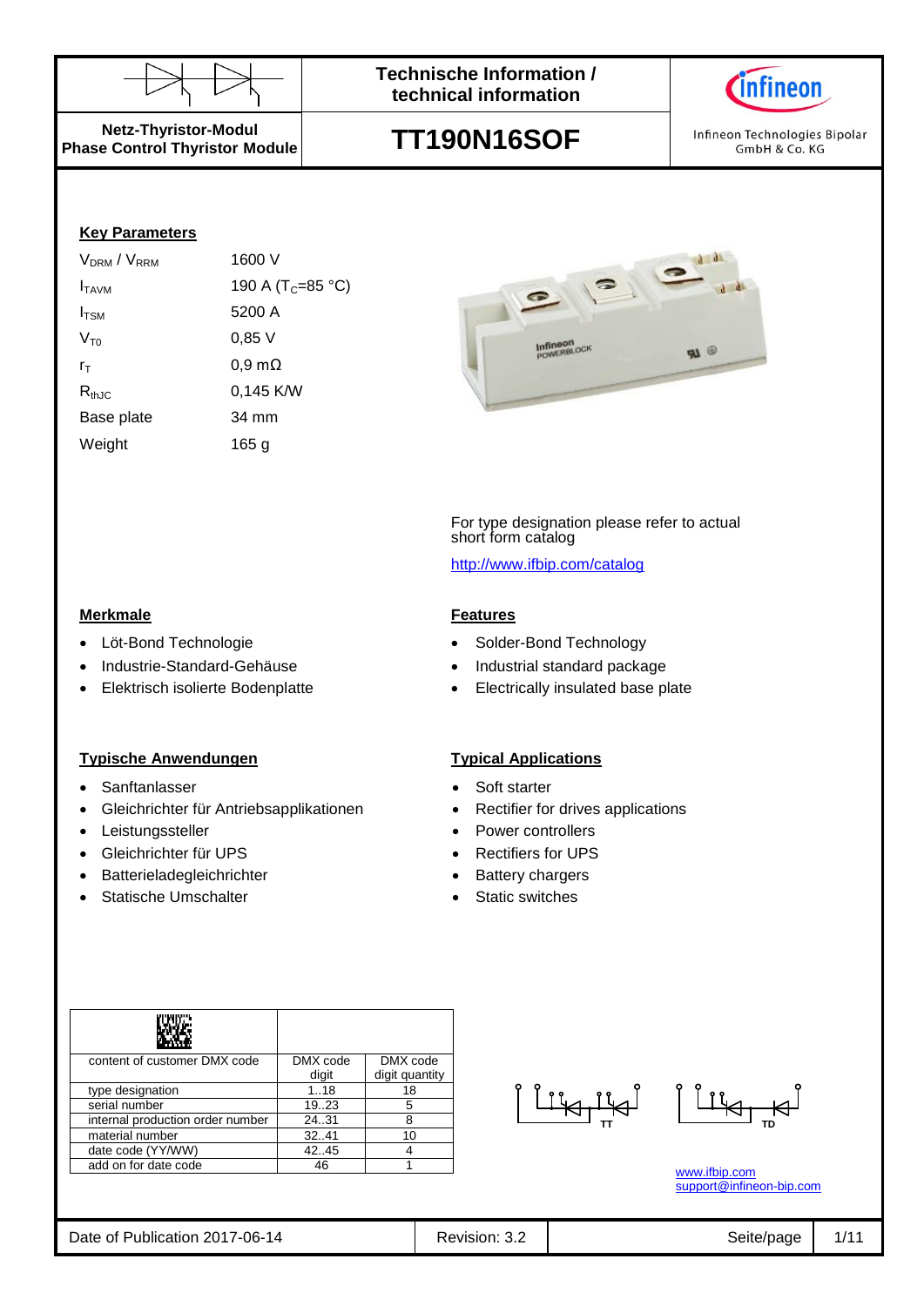**Technische Information / technical information**

**Netz-Thyristor-Modul**
**Phase Control Thyristor Module**

# TT190N16SOF

Infineon Technologies Bipolar GmbH & Co. KG

## Key Parameters

| | |
|---|---|
| $V_{DRM}$ / $V_{RRM}$ | 1600 V |
| $I_{TAVM}$ | 190 A ($T_C$=85 °C) |
| $I_{TSM}$ | 5200 A |
| $V_{T0}$ | 0,85 V |
| $r_T$ | 0,9 mΩ |
| $R_{thJC}$ | 0,145 K/W |
| Base plate | 34 mm |
| Weight | 165 g |

For type designation please refer to actual short form catalog

http://www.ifbip.com/catalog

## Merkmale

- Löt-Bond Technologie
- Industrie-Standard-Gehäuse
- Elektrisch isolierte Bodenplatte

## Features

- Solder-Bond Technology
- Industrial standard package
- Electrically insulated base plate

## Typische Anwendungen

- Sanftanlasser
- Gleichrichter für Antriebsapplikationen
- Leistungssteller
- Gleichrichter für UPS
- Batterieladegleichrichter
- Statische Umschalter

## Typical Applications

- Soft starter
- Rectifier for drives applications
- Power controllers
- Rectifiers for UPS
- Battery chargers
- Static switches

| content of customer DMX code | DMX code digit | DMX code digit quantity |
|---|---|---|
| type designation | 1..18 | 18 |
| serial number | 19..23 | 5 |
| internal production order number | 24..31 | 8 |
| material number | 32..41 | 10 |
| date code (YY/WW) | 42..45 | 4 |
| add on for date code | 46 | 1 |

TT

TD

www.ifbip.com
support@infineon-bip.com

Date of Publication 2017-06-14 | Revision: 3.2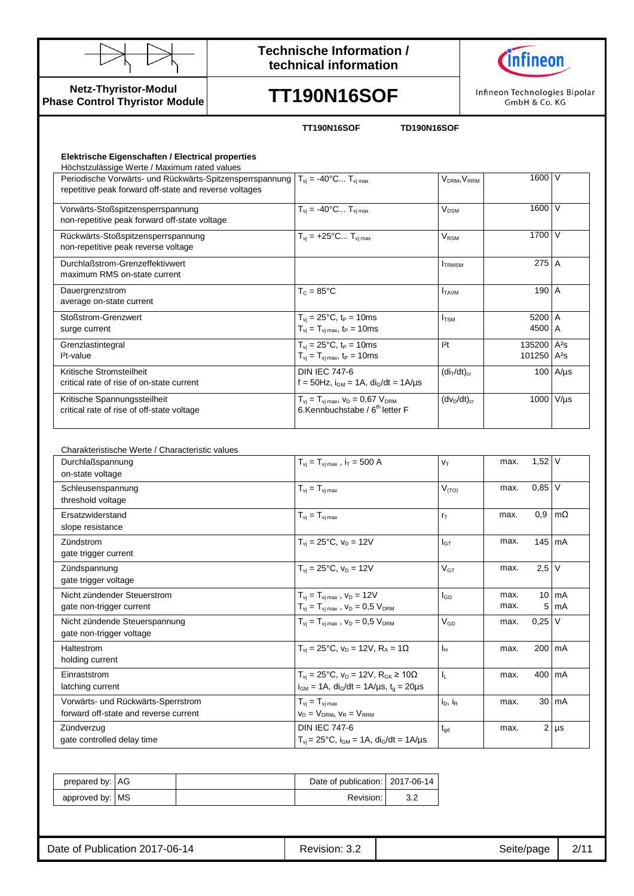**Netz-Thyristor-Modul**
**Phase Control Thyristor Module**

**Technische Information / technical information**

# TT190N16SOF

Infineon Technologies Bipolar GmbH & Co. KG

**TT190N16SOF** **TD190N16SOF**

### Elektrische Eigenschaften / Electrical properties

Höchstzulässige Werte / Maximum rated values

| | | | | |
|---|---|---|---|---|
| Periodische Vorwärts- und Rückwärts-Spitzensperrspannung<br>repetitive peak forward off-state and reverse voltages | $T_{vj}$ = -40°C... $T_{vj\,max}$ | $V_{DRM}$,$V_{RRM}$ | 1600 | V |
| Vorwärts-Stoßspitzensperrspannung<br>non-repetitive peak forward off-state voltage | $T_{vj}$ = -40°C... $T_{vj\,max}$ | $V_{DSM}$ | 1600 | V |
| Rückwärts-Stoßspitzensperrspannung<br>non-repetitive peak reverse voltage | $T_{vj}$ = +25°C... $T_{vj\,max}$ | $V_{RSM}$ | 1700 | V |
| Durchlaßstrom-Grenzeffektivwert<br>maximum RMS on-state current | | $I_{TRMSM}$ | 275 | A |
| Dauergrenzstrom<br>average on-state current | $T_C$ = 85°C | $I_{TAVM}$ | 190 | A |
| Stoßstrom-Grenzwert<br>surge current | $T_{vj}$ = 25°C, $t_P$ = 10ms<br>$T_{vj}$ = $T_{vj\,max}$, $t_P$ = 10ms | $I_{TSM}$ | 5200<br>4500 | A<br>A |
| Grenzlastintegral<br>$I^2t$-value | $T_{vj}$ = 25°C, $t_P$ = 10ms<br>$T_{vj}$ = $T_{vj\,max}$, $t_P$ = 10ms | $I^2t$ | 135200<br>101250 | $A^2s$<br>$A^2s$ |
| Kritische Stromsteilheit<br>critical rate of rise of on-state current | DIN IEC 747-6<br>f = 50Hz, $i_{GM}$ = 1A, $di_G/dt$ = 1A/µs | $(di_T/dt)_{cr}$ | 100 | A/µs |
| Kritische Spannungssteilheit<br>critical rate of rise of off-state voltage | $T_{vj}$ = $T_{vj\,max}$, $v_D$ = 0,67 $V_{DRM}$<br>6.Kennbuchstabe / 6th letter F | $(dv_D/dt)_{cr}$ | 1000 | V/µs |

Charakteristische Werte / Characteristic values

| | | | | | |
|---|---|---|---|---|---|
| Durchlaßspannung<br>on-state voltage | $T_{vj}$ = $T_{vj\,max}$ , $i_T$ = 500 A | $v_T$ | max. | 1,52 | V |
| Schleusenspannung<br>threshold voltage | $T_{vj}$ = $T_{vj\,max}$ | $V_{(TO)}$ | max. | 0,85 | V |
| Ersatzwiderstand<br>slope resistance | $T_{vj}$ = $T_{vj\,max}$ | $r_T$ | max. | 0,9 | mΩ |
| Zündstrom<br>gate trigger current | $T_{vj}$ = 25°C, $v_D$ = 12V | $I_{GT}$ | max. | 145 | mA |
| Zündspannung<br>gate trigger voltage | $T_{vj}$ = 25°C, $v_D$ = 12V | $V_{GT}$ | max. | 2,5 | V |
| Nicht zündender Steuerstrom<br>gate non-trigger current | $T_{vj}$ = $T_{vj\,max}$ , $v_D$ = 12V<br>$T_{vj}$ = $T_{vj\,max}$ , $v_D$ = 0,5 $V_{DRM}$ | $I_{GD}$ | max.<br>max. | 10<br>5 | mA<br>mA |
| Nicht zündende Steuerspannung<br>gate non-trigger voltage | $T_{vj}$ = $T_{vj\,max}$ , $v_D$ = 0,5 $V_{DRM}$ | $V_{GD}$ | max. | 0,25 | V |
| Haltestrom<br>holding current | $T_{vj}$ = 25°C, $v_D$ = 12V, $R_A$ = 1Ω | $I_H$ | max. | 200 | mA |
| Einraststrom<br>latching current | $T_{vj}$ = 25°C, $v_D$ = 12V, $R_{GK}$ ≥ 10Ω<br>$i_{GM}$ = 1A, $di_G/dt$ = 1A/µs, $t_g$ = 20µs | $I_L$ | max. | 400 | mA |
| Vorwärts- und Rückwärts-Sperrstrom<br>forward off-state and reverse current | $T_{vj}$ = $T_{vj\,max}$<br>$v_D$ = $V_{DRM}$, $v_R$ = $V_{RRM}$ | $i_D$, $i_R$ | max. | 30 | mA |
| Zündverzug<br>gate controlled delay time | DIN IEC 747-6<br>$T_{vj}$ = 25°C, $i_{GM}$ = 1A, $di_G/dt$ = 1A/µs | $t_{gd}$ | max. | 2 | µs |

| | | | | |
|---|---|---|---|---|
| prepared by: | AG | | Date of publication: | 2017-06-14 |
| approved by: | MS | | Revision: | 3.2 |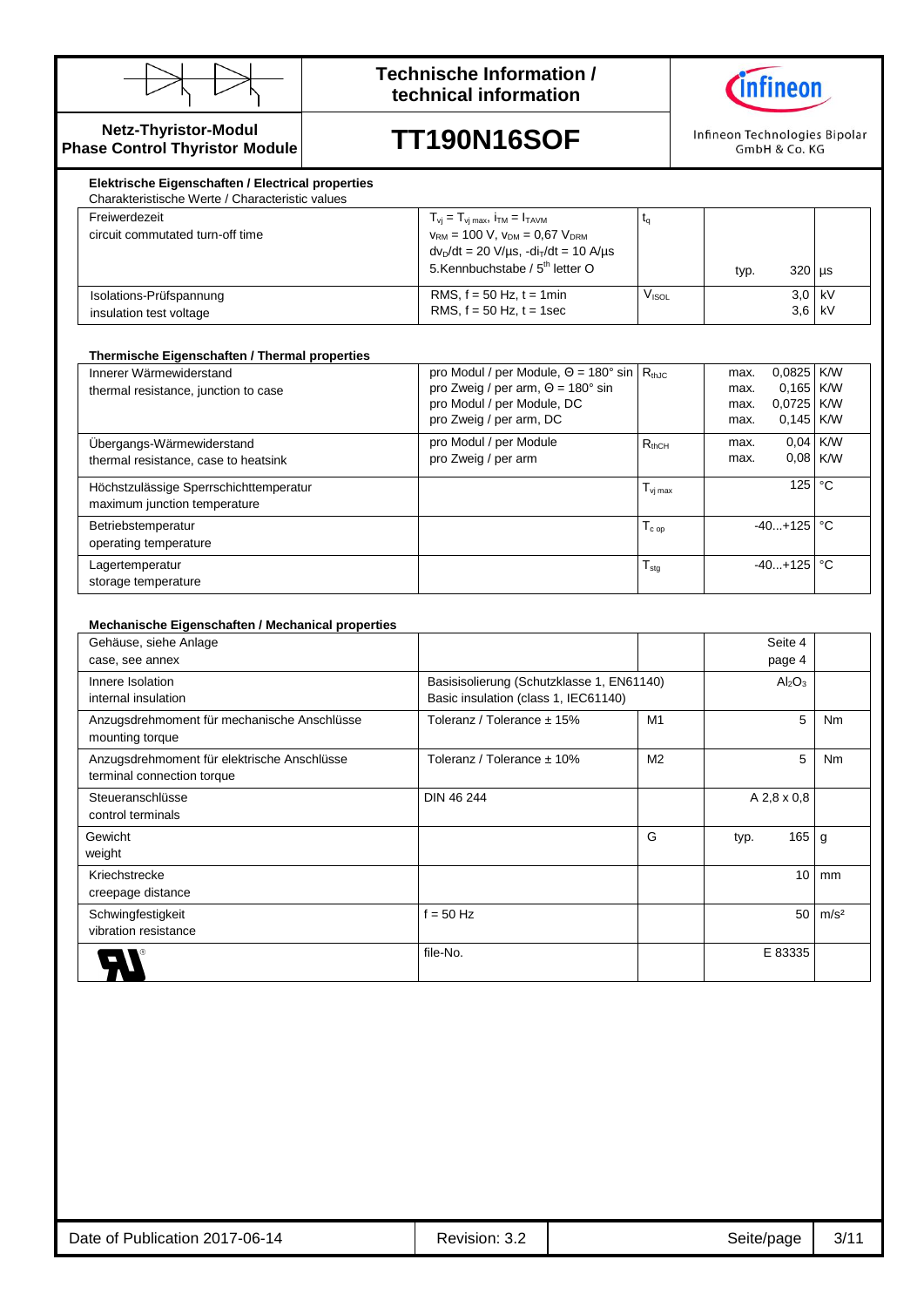# Technische Information / technical information

**Netz-Thyristor-Modul**
**Phase Control Thyristor Module**

# TT190N16SOF

Infineon Technologies Bipolar GmbH & Co. KG

### Elektrische Eigenschaften / Electrical properties

Charakteristische Werte / Characteristic values

| | | | | | |
|---|---|---|---|---|---|
| Freiwerdezeit<br>circuit commutated turn-off time | $T_{vj} = T_{vj\,max}$, $i_{TM} = I_{TAVM}$<br>$v_{RM}$ = 100 V, $v_{DM}$ = 0,67 $V_{DRM}$<br>$dv_D/dt$ = 20 V/µs, $-di_T/dt$ = 10 A/µs<br>5.Kennbuchstabe / 5[th] letter O | $t_q$ | typ. | 320 | µs |
| Isolations-Prüfspannung<br>insulation test voltage | RMS, f = 50 Hz, t = 1min<br>RMS, f = 50 Hz, t = 1sec | $V_{ISOL}$ | | 3,0<br>3,6 | kV<br>kV |

### Thermische Eigenschaften / Thermal properties

| | | | | | |
|---|---|---|---|---|---|
| Innerer Wärmewiderstand<br>thermal resistance, junction to case | pro Modul / per Module, Θ = 180° sin<br>pro Zweig / per arm, Θ = 180° sin<br>pro Modul / per Module, DC<br>pro Zweig / per arm, DC | $R_{thJC}$ | max.<br>max.<br>max.<br>max. | 0,0825<br>0,165<br>0,0725<br>0,145 | K/W<br>K/W<br>K/W<br>K/W |
| Übergangs-Wärmewiderstand<br>thermal resistance, case to heatsink | pro Modul / per Module<br>pro Zweig / per arm | $R_{thCH}$ | max.<br>max. | 0,04<br>0,08 | K/W<br>K/W |
| Höchstzulässige Sperrschichttemperatur<br>maximum junction temperature | | $T_{vj\,max}$ | | 125 | °C |
| Betriebstemperatur<br>operating temperature | | $T_{c\,op}$ | | -40...+125 | °C |
| Lagertemperatur<br>storage temperature | | $T_{stg}$ | | -40...+125 | °C |

### Mechanische Eigenschaften / Mechanical properties

| | | | | |
|---|---|---|---|---|
| Gehäuse, siehe Anlage<br>case, see annex | | | Seite 4<br>page 4 | |
| Innere Isolation<br>internal insulation | Basisisolierung (Schutzklasse 1, EN61140)<br>Basic insulation (class 1, IEC61140) | | $Al_2O_3$ | |
| Anzugsdrehmoment für mechanische Anschlüsse<br>mounting torque | Toleranz / Tolerance ± 15% | M1 | 5 | Nm |
| Anzugsdrehmoment für elektrische Anschlüsse<br>terminal connection torque | Toleranz / Tolerance ± 10% | M2 | 5 | Nm |
| Steueranschlüsse<br>control terminals | DIN 46 244 | | A 2,8 x 0,8 | |
| Gewicht<br>weight | | G | typ. 165 | g |
| Kriechstrecke<br>creepage distance | | | 10 | mm |
| Schwingfestigkeit<br>vibration resistance | f = 50 Hz | | 50 | m/s² |
| UL® | file-No. | | E 83335 | |

Date of Publication 2017-06-14 | Revision: 3.2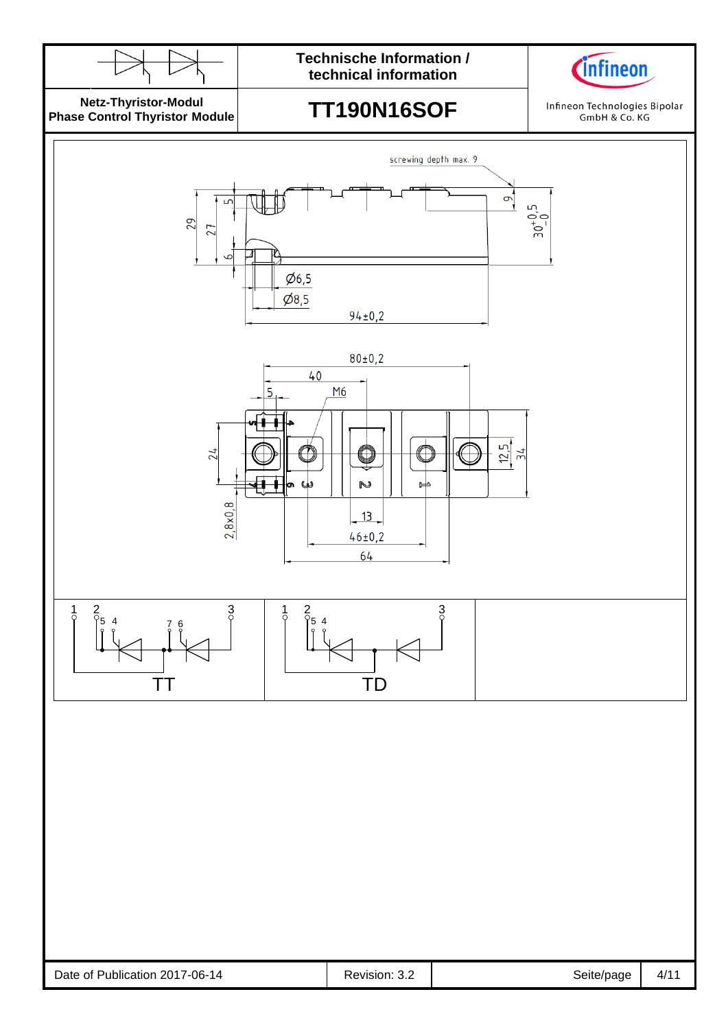Netz-Thyristor-Modul
Phase Control Thyristor Module

# TT190N16SOF

Technische Information / technical information

Infineon Technologies Bipolar GmbH & Co. KG

screwing depth max. 9

29
27
5
6
9
$30^{+0,5}_{-0}$
Ø6,5
Ø8,5
94±0,2

80±0,2
40
5
M6
24
12,5
34
2,8x0,8
13
46±0,2
64

1 2 5 4 7 6 3

TT

1 2 5 4 3

TD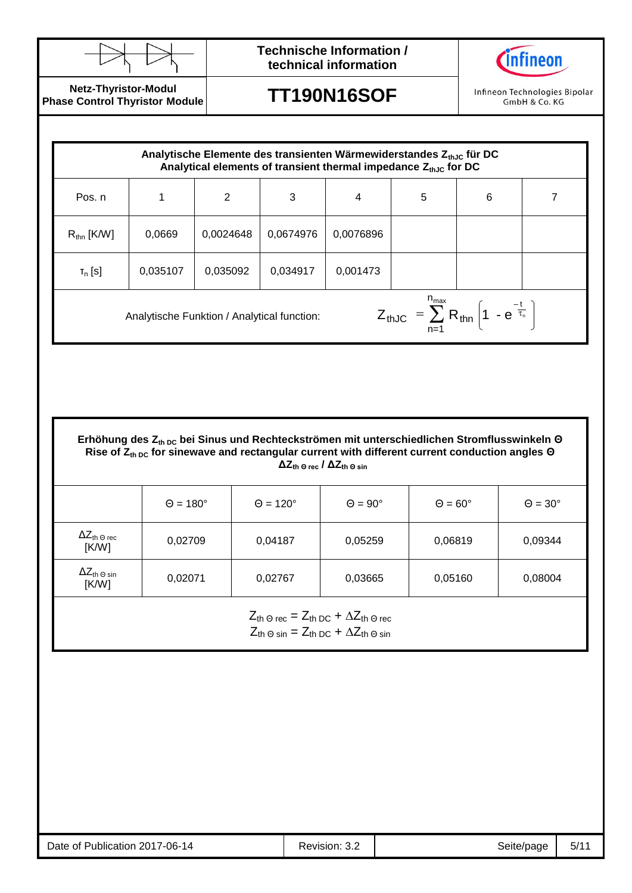**Analytische Elemente des transienten Wärmewiderstandes $Z_{thJC}$ für DC**
**Analytical elements of transient thermal impedance $Z_{thJC}$ for DC**

| Pos. n | 1 | 2 | 3 | 4 | 5 | 6 | 7 |
|---|---|---|---|---|---|---|---|
| $R_{thn}$ [K/W] | 0,0669 | 0,0024648 | 0,0674976 | 0,0076896 | | | |
| $\tau_n$ [s] | 0,035107 | 0,035092 | 0,034917 | 0,001473 | | | |

Analytische Funktion / Analytical function:

$$Z_{thJC} = \sum_{n=1}^{n_{max}} R_{thn} \left(1 - e^{\frac{-t}{\tau_n}}\right)$$

**Erhöhung des $Z_{th\,DC}$ bei Sinus und Rechteckströmen mit unterschiedlichen Stromflusswinkeln Θ**
**Rise of $Z_{th\,DC}$ for sinewave and rectangular current with different current conduction angles Θ**
**$\Delta Z_{th\,\Theta\,rec}$ / $\Delta Z_{th\,\Theta\,sin}$**

| | Θ = 180° | Θ = 120° | Θ = 90° | Θ = 60° | Θ = 30° |
|---|---|---|---|---|---|
| $\Delta Z_{th\,\Theta\,rec}$ [K/W] | 0,02709 | 0,04187 | 0,05259 | 0,06819 | 0,09344 |
| $\Delta Z_{th\,\Theta\,sin}$ [K/W] | 0,02071 | 0,02767 | 0,03665 | 0,05160 | 0,08004 |

$$Z_{th\,\Theta\,rec} = Z_{th\,DC} + \Delta Z_{th\,\Theta\,rec}$$
$$Z_{th\,\Theta\,sin} = Z_{th\,DC} + \Delta Z_{th\,\Theta\,sin}$$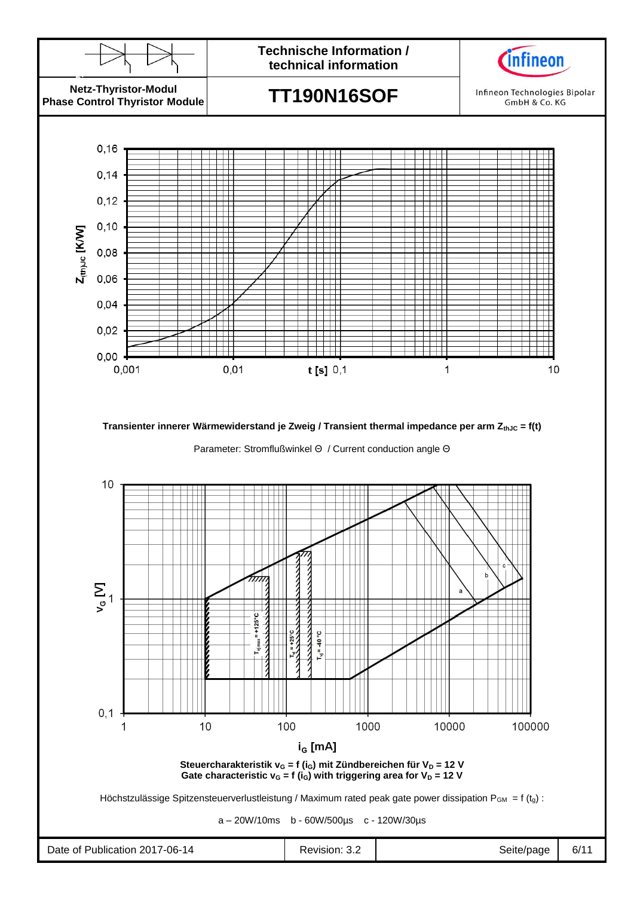0,16
0,14
0,12
0,10
0,08
0,06
0,04
0,02
0,00

$Z_{(th)JC}$ [K/W]

0,001
0,01
t [s] 0,1
1
10

**Transienter innerer Wärmewiderstand je Zweig / Transient thermal impedance per arm $Z_{thJC} = f(t)$**

Parameter: Stromflußwinkel Θ / Current conduction angle Θ

10
1
0,1

$v_G$ [V]

1
10
100
1000
10000
100000

$i_G$ [mA]

$T_{vj\,max} = +125°C$
$T_{vj} = +25°C$
$T_{vj} = -40°C$

a
b
c

**Steuercharakteristik $v_G = f(i_G)$ mit Zündbereichen für $V_D = 12$ V**
**Gate characteristic $v_G = f(i_G)$ with triggering area for $V_D = 12$ V**

Höchstzulässige Spitzensteuerverlustleistung / Maximum rated peak gate power dissipation $P_{GM} = f(t_g)$ :

a – 20W/10ms b - 60W/500µs c - 120W/30µs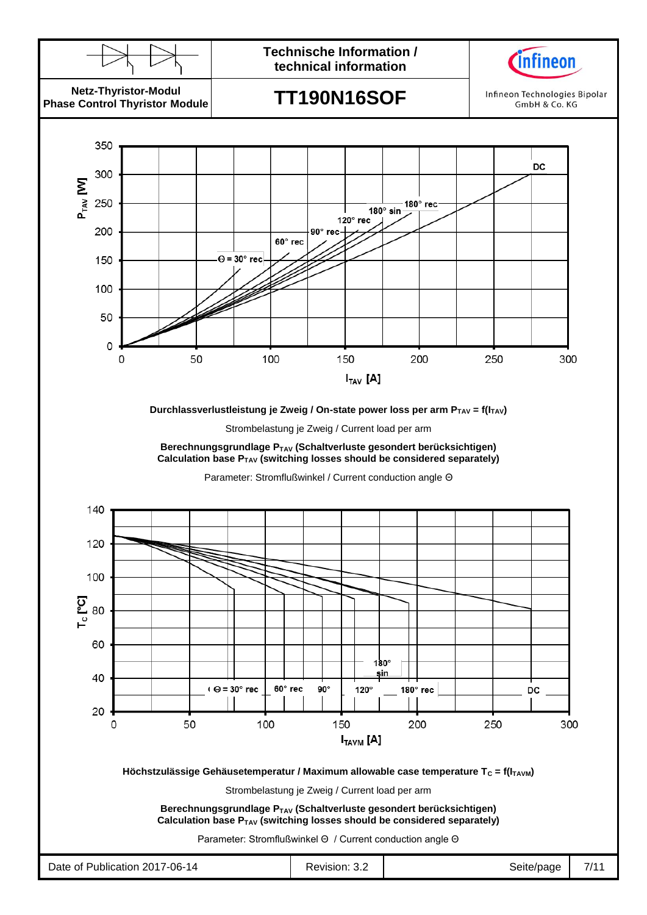350
300
250
200
150
100
50
0

0 50 100 150 200 250 300

$P_{TAV}$ [W]

$I_{TAV}$ [A]

DC
180° rec
180° sin
120° rec
90° rec
60° rec
Θ = 30° rec

**Durchlassverlustleistung je Zweig / On-state power loss per arm $P_{TAV} = f(I_{TAV})$**

Strombelastung je Zweig / Current load per arm

**Berechnungsgrundlage $P_{TAV}$ (Schaltverluste gesondert berücksichtigen)**
**Calculation base $P_{TAV}$ (switching losses should be considered separately)**

Parameter: Stromflußwinkel / Current conduction angle Θ

140
120
100
80
60
40
20

0 50 100 150 200 250 300

$T_C$ [°C]

$I_{TAVM}$ [A]

180° sin
Θ = 30° rec
60° rec
90°
120°
180° rec
DC

**Höchstzulässige Gehäusetemperatur / Maximum allowable case temperature $T_C = f(I_{TAVM})$**

Strombelastung je Zweig / Current load per arm

**Berechnungsgrundlage $P_{TAV}$ (Schaltverluste gesondert berücksichtigen)**
**Calculation base $P_{TAV}$ (switching losses should be considered separately)**

Parameter: Stromflußwinkel Θ / Current conduction angle Θ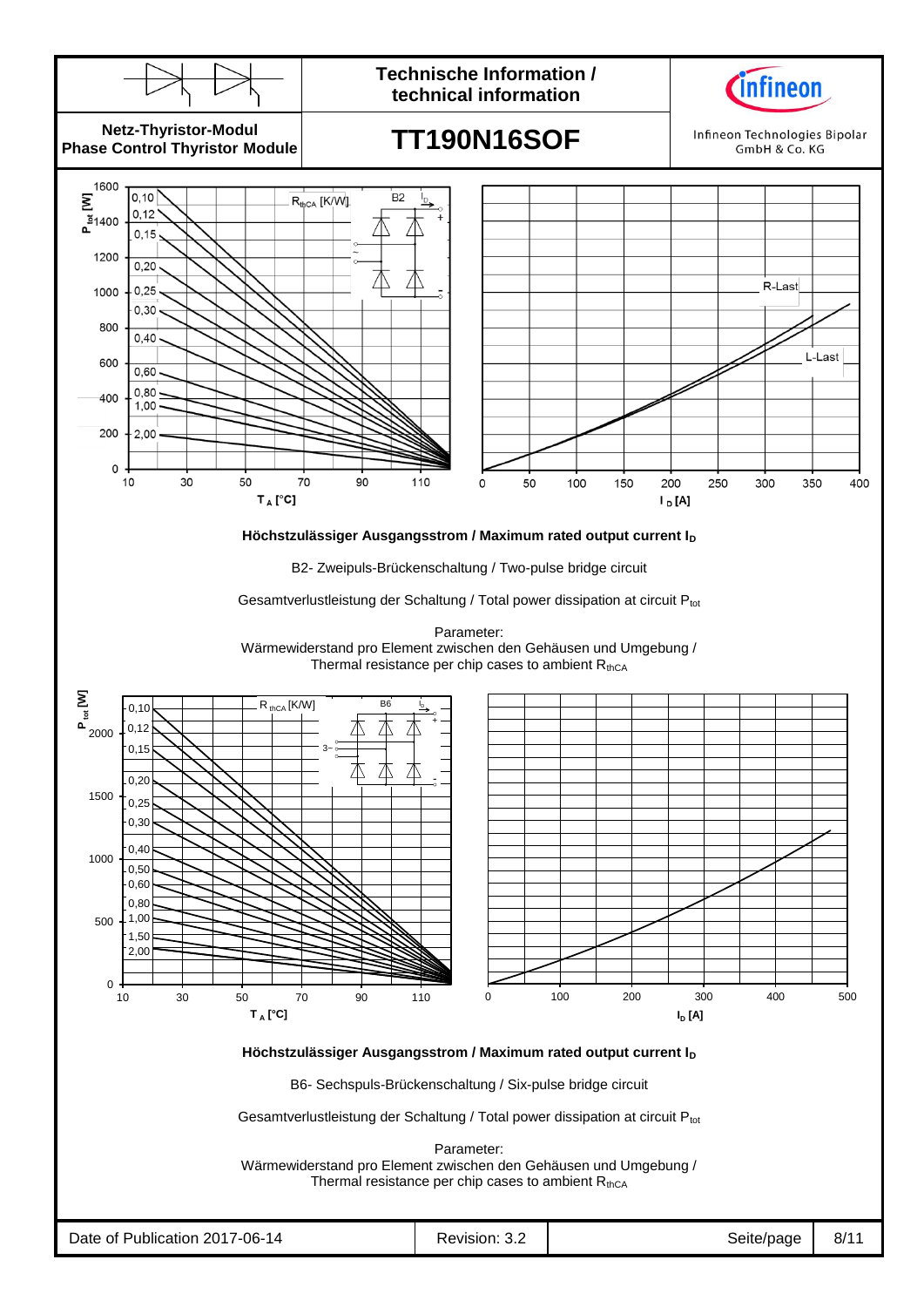Netz-Thyristor-Modul
Phase Control Thyristor Module

Technische Information / technical information

# TT190N16SOF

Infineon Technologies Bipolar GmbH & Co. KG

$P_{tot}$ [W]

1600
1400
1200
1000
800
600
400
200
0

10 30 50 70 90 110

$T_A$ [°C]

$R_{thCA}$ [K/W]

0,10
0,12
0,15
0,20
0,25
0,30
0,40
0,60
0,80
1,00
2,00

B2 $I_D$

\+ ~ ~ -

R-Last

L-Last

0 50 100 150 200 250 300 350 400

$I_D$ [A]

**Höchstzulässiger Ausgangsstrom / Maximum rated output current $I_D$**

B2- Zweipuls-Brückenschaltung / Two-pulse bridge circuit

Gesamtverlustleistung der Schaltung / Total power dissipation at circuit $P_{tot}$

Parameter:
Wärmewiderstand pro Element zwischen den Gehäusen und Umgebung /
Thermal resistance per chip cases to ambient $R_{thCA}$

$P_{tot}$ [W]

2000
1500
1000
500
0

10 30 50 70 90 110

$T_A$ [°C]

$R_{thCA}$ [K/W]

0,10
0,12
0,15
0,20
0,25
0,30
0,40
0,50
0,60
0,80
1,00
1,50
2,00

B6 $I_D$

3~ + -

0 100 200 300 400 500

$I_D$ [A]

**Höchstzulässiger Ausgangsstrom / Maximum rated output current $I_D$**

B6- Sechspuls-Brückenschaltung / Six-pulse bridge circuit

Gesamtverlustleistung der Schaltung / Total power dissipation at circuit $P_{tot}$

Parameter:
Wärmewiderstand pro Element zwischen den Gehäusen und Umgebung /
Thermal resistance per chip cases to ambient $R_{thCA}$

Date of Publication 2017-06-14 | Revision: 3.2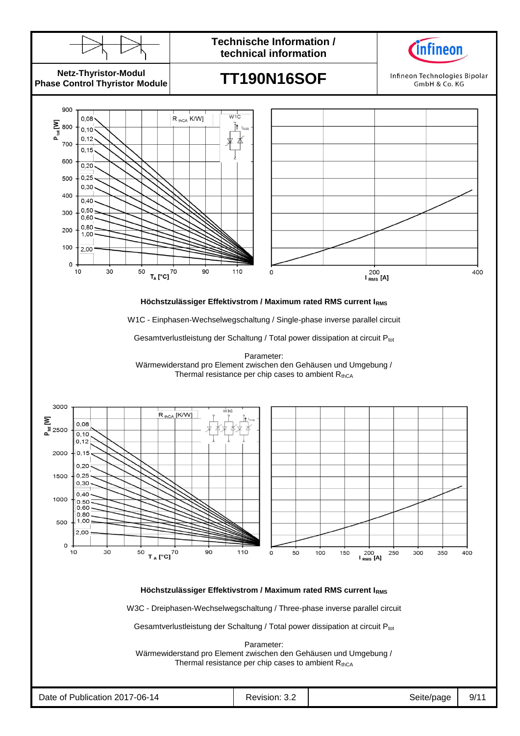Netz-Thyristor-Modul
Phase Control Thyristor Module

# TT190N16SOF

Technische Information / technical information

Infineon Technologies Bipolar GmbH & Co. KG

$P_{tot}$ [W]
900
800
700
600
500
400
300
200
100
0
10 30 50 70 90 110
$T_A$ [°C]

$R_{thCA}$ K/W]
0,08
0,10
0,12
0,15
0,20
0,25
0,30
0,40
0,50
0,60
0,80
1,00
2,00

W1C
$I_{RMS}$

0 200 400
$I_{RMS}$ [A]

**Höchstzulässiger Effektivstrom / Maximum rated RMS current $I_{RMS}$**

W1C - Einphasen-Wechselwegschaltung / Single-phase inverse parallel circuit

Gesamtverlustleistung der Schaltung / Total power dissipation at circuit $P_{tot}$

Parameter:
Wärmewiderstand pro Element zwischen den Gehäusen und Umgebung /
Thermal resistance per chip cases to ambient $R_{thCA}$

$P_{tot}$ [W]
3000
2500
2000
1500
1000
500
0
10 30 50 70 90 110
$T_A$ [°C]

$R_{thCA}$ [K/W]
0,08
0,10
0,12
0,15
0,20
0,25
0,30
0,40
0,50
0,60
0,80
1,00
2,00

W3C
$I_{RMS}$

0 50 100 150 200 250 300 350 400
$I_{RMS}$ [A]

**Höchstzulässiger Effektivstrom / Maximum rated RMS current $I_{RMS}$**

W3C - Dreiphasen-Wechselwegschaltung / Three-phase inverse parallel circuit

Gesamtverlustleistung der Schaltung / Total power dissipation at circuit $P_{tot}$

Parameter:
Wärmewiderstand pro Element zwischen den Gehäusen und Umgebung /
Thermal resistance per chip cases to ambient $R_{thCA}$

Date of Publication 2017-06-14 | Revision: 3.2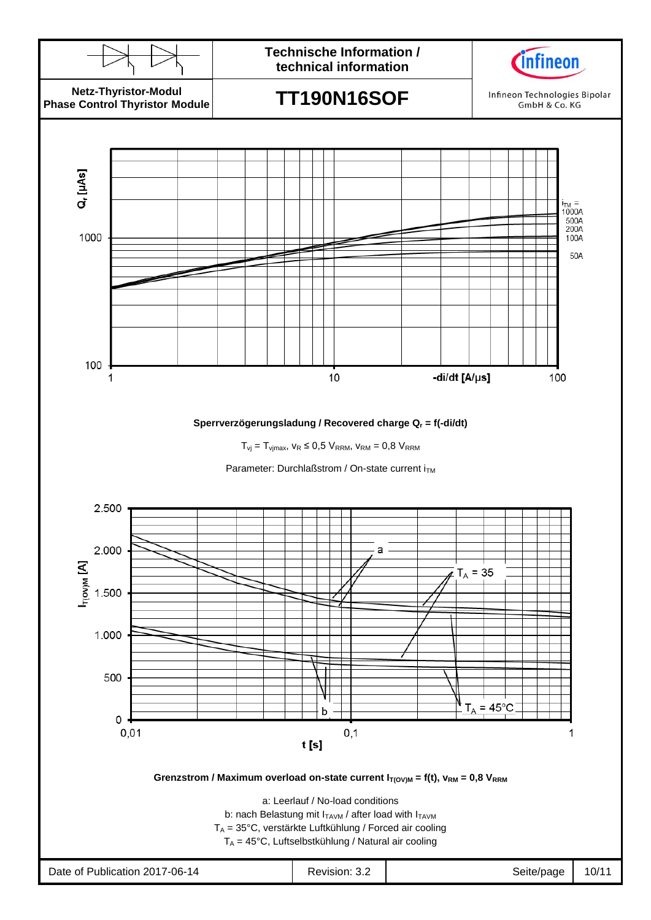Technische Information / technical information

Netz-Thyristor-Modul
Phase Control Thyristor Module

# TT190N16SOF

Infineon Technologies Bipolar GmbH & Co. KG

$Q_r$ [µAs]

1000

100

1

10

-di/dt [A/µs]

100

$i_{TM}$ =
1000A
500A
200A
100A
50A

**Sperrverzögerungsladung / Recovered charge $Q_r$ = f(-di/dt)**

$T_{vj} = T_{vjmax}$, $v_R \leq 0{,}5\ V_{RRM}$, $v_{RM} = 0{,}8\ V_{RRM}$

Parameter: Durchlaßstrom / On-state current $i_{TM}$

$I_{T(OV)M}$ [A]

2.500
2.000
1.500
1.000
500
0

0,01
0,1
1

t [s]

a

b

$T_A$ = 35

$T_A$ = 45°C

**Grenzstrom / Maximum overload on-state current $I_{T(OV)M}$ = f(t), $v_{RM}$ = 0,8 $V_{RRM}$**

a: Leerlauf / No-load conditions

b: nach Belastung mit $I_{TAVM}$ / after load with $I_{TAVM}$

$T_A$ = 35°C, verstärkte Luftkühlung / Forced air cooling

$T_A$ = 45°C, Luftselbstkühlung / Natural air cooling

Date of Publication 2017-06-14 | Revision: 3.2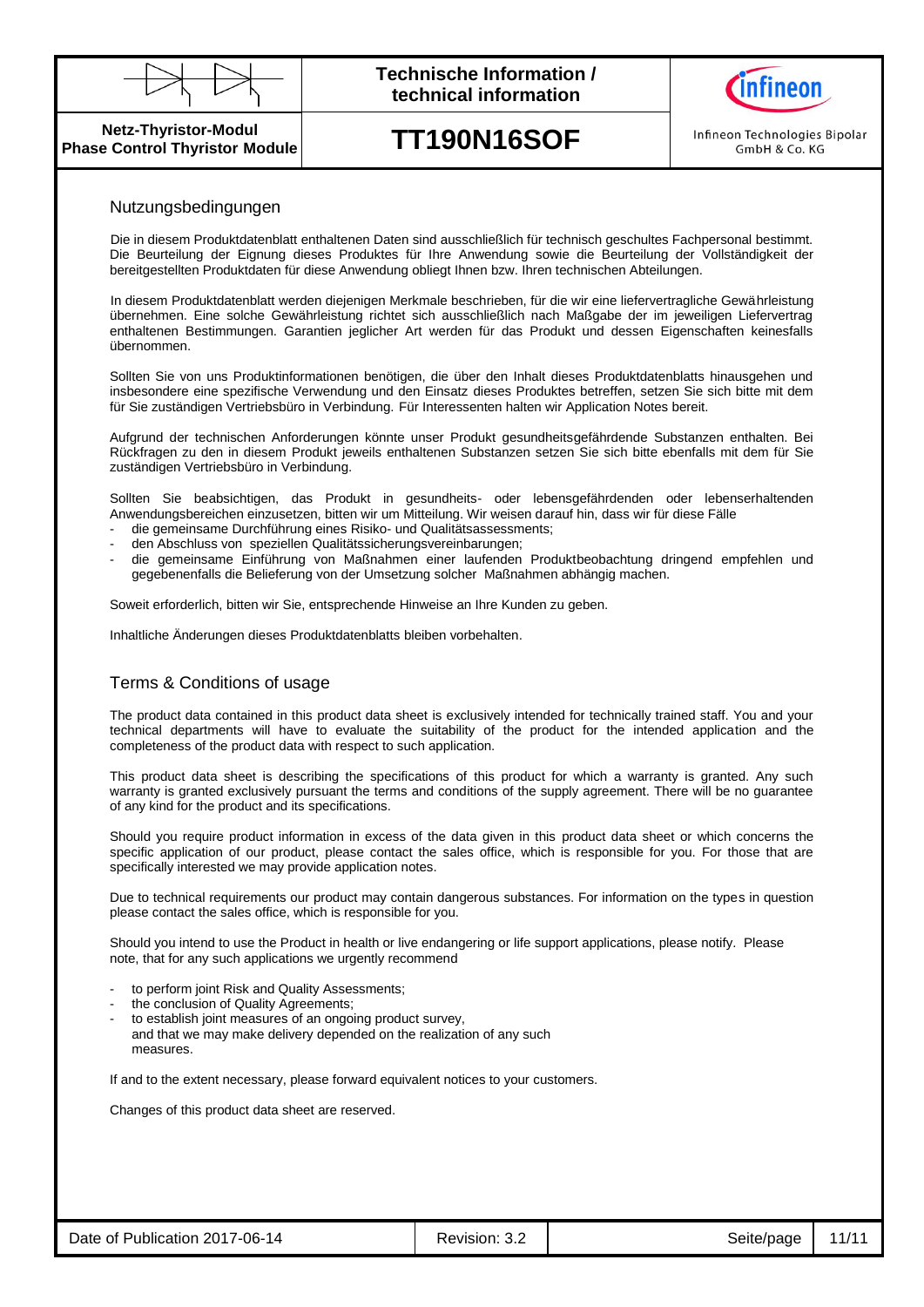## Nutzungsbedingungen

Die in diesem Produktdatenblatt enthaltenen Daten sind ausschließlich für technisch geschultes Fachpersonal bestimmt. Die Beurteilung der Eignung dieses Produktes für Ihre Anwendung sowie die Beurteilung der Vollständigkeit der bereitgestellten Produktdaten für diese Anwendung obliegt Ihnen bzw. Ihren technischen Abteilungen.

In diesem Produktdatenblatt werden diejenigen Merkmale beschrieben, für die wir eine liefervertragliche Gewährleistung übernehmen. Eine solche Gewährleistung richtet sich ausschließlich nach Maßgabe der im jeweiligen Liefervertrag enthaltenen Bestimmungen. Garantien jeglicher Art werden für das Produkt und dessen Eigenschaften keinesfalls übernommen.

Sollten Sie von uns Produktinformationen benötigen, die über den Inhalt dieses Produktdatenblatts hinausgehen und insbesondere eine spezifische Verwendung und den Einsatz dieses Produktes betreffen, setzen Sie sich bitte mit dem für Sie zuständigen Vertriebsbüro in Verbindung. Für Interessenten halten wir Application Notes bereit.

Aufgrund der technischen Anforderungen könnte unser Produkt gesundheitsgefährdende Substanzen enthalten. Bei Rückfragen zu den in diesem Produkt jeweils enthaltenen Substanzen setzen Sie sich bitte ebenfalls mit dem für Sie zuständigen Vertriebsbüro in Verbindung.

Sollten Sie beabsichtigen, das Produkt in gesundheits- oder lebensgefährdenden oder lebenserhaltenden Anwendungsbereichen einzusetzen, bitten wir um Mitteilung. Wir weisen darauf hin, dass wir für diese Fälle

- die gemeinsame Durchführung eines Risiko- und Qualitätsassessments;
- den Abschluss von speziellen Qualitätssicherungsvereinbarungen;
- die gemeinsame Einführung von Maßnahmen einer laufenden Produktbeobachtung dringend empfehlen und gegebenenfalls die Belieferung von der Umsetzung solcher Maßnahmen abhängig machen.

Soweit erforderlich, bitten wir Sie, entsprechende Hinweise an Ihre Kunden zu geben.

Inhaltliche Änderungen dieses Produktdatenblatts bleiben vorbehalten.

## Terms & Conditions of usage

The product data contained in this product data sheet is exclusively intended for technically trained staff. You and your technical departments will have to evaluate the suitability of the product for the intended application and the completeness of the product data with respect to such application.

This product data sheet is describing the specifications of this product for which a warranty is granted. Any such warranty is granted exclusively pursuant the terms and conditions of the supply agreement. There will be no guarantee of any kind for the product and its specifications.

Should you require product information in excess of the data given in this product data sheet or which concerns the specific application of our product, please contact the sales office, which is responsible for you. For those that are specifically interested we may provide application notes.

Due to technical requirements our product may contain dangerous substances. For information on the types in question please contact the sales office, which is responsible for you.

Should you intend to use the Product in health or live endangering or life support applications, please notify. Please note, that for any such applications we urgently recommend

- to perform joint Risk and Quality Assessments;
- the conclusion of Quality Agreements;
- to establish joint measures of an ongoing product survey, and that we may make delivery depended on the realization of any such measures.

If and to the extent necessary, please forward equivalent notices to your customers.

Changes of this product data sheet are reserved.